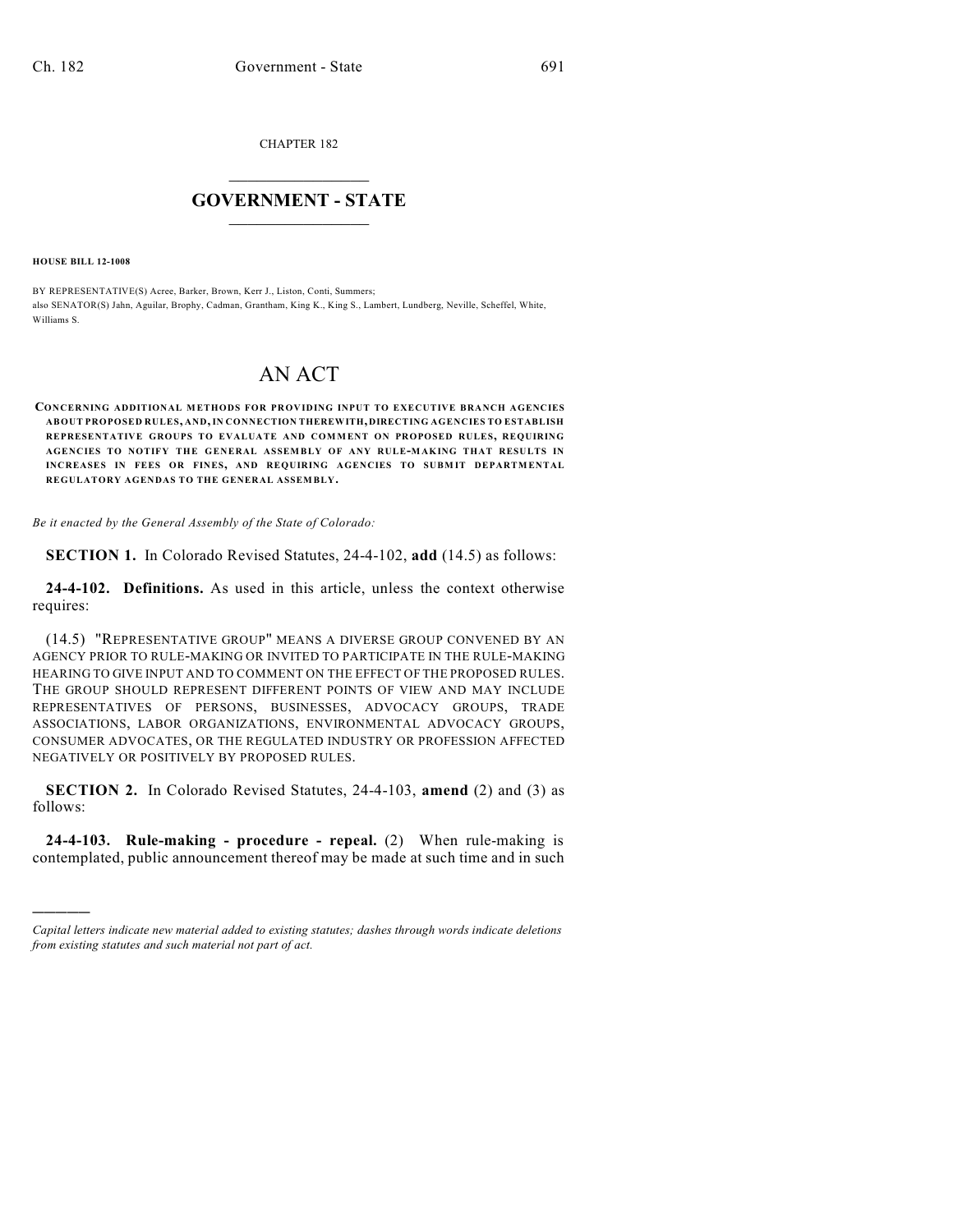CHAPTER 182

# GOVERNMENT - STATE

**HOUSE BILL 12-1008**

BY REPRESENTATIVE(S) Acree, Barker, Brown, Kerr J., Liston, Conti, Summers;
also SENATOR(S) Jahn, Aguilar, Brophy, Cadman, Grantham, King K., King S., Lambert, Lundberg, Neville, Scheffel, White, Williams S.

# AN ACT

**CONCERNING ADDITIONAL METHODS FOR PROVIDING INPUT TO EXECUTIVE BRANCH AGENCIES ABOUT PROPOSED RULES, AND, IN CONNECTION THEREWITH, DIRECTING AGENCIES TO ESTABLISH REPRESENTATIVE GROUPS TO EVALUATE AND COMMENT ON PROPOSED RULES, REQUIRING AGENCIES TO NOTIFY THE GENERAL ASSEMBLY OF ANY RULE-MAKING THAT RESULTS IN INCREASES IN FEES OR FINES, AND REQUIRING AGENCIES TO SUBMIT DEPARTMENTAL REGULATORY AGENDAS TO THE GENERAL ASSEMBLY.**

*Be it enacted by the General Assembly of the State of Colorado:*

**SECTION 1.** In Colorado Revised Statutes, 24-4-102, **add** (14.5) as follows:

**24-4-102. Definitions.** As used in this article, unless the context otherwise requires:

(14.5) "REPRESENTATIVE GROUP" MEANS A DIVERSE GROUP CONVENED BY AN AGENCY PRIOR TO RULE-MAKING OR INVITED TO PARTICIPATE IN THE RULE-MAKING HEARING TO GIVE INPUT AND TO COMMENT ON THE EFFECT OF THE PROPOSED RULES. THE GROUP SHOULD REPRESENT DIFFERENT POINTS OF VIEW AND MAY INCLUDE REPRESENTATIVES OF PERSONS, BUSINESSES, ADVOCACY GROUPS, TRADE ASSOCIATIONS, LABOR ORGANIZATIONS, ENVIRONMENTAL ADVOCACY GROUPS, CONSUMER ADVOCATES, OR THE REGULATED INDUSTRY OR PROFESSION AFFECTED NEGATIVELY OR POSITIVELY BY PROPOSED RULES.

**SECTION 2.** In Colorado Revised Statutes, 24-4-103, **amend** (2) and (3) as follows:

**24-4-103. Rule-making - procedure - repeal.** (2) When rule-making is contemplated, public announcement thereof may be made at such time and in such

---

*Capital letters indicate new material added to existing statutes; dashes through words indicate deletions from existing statutes and such material not part of act.*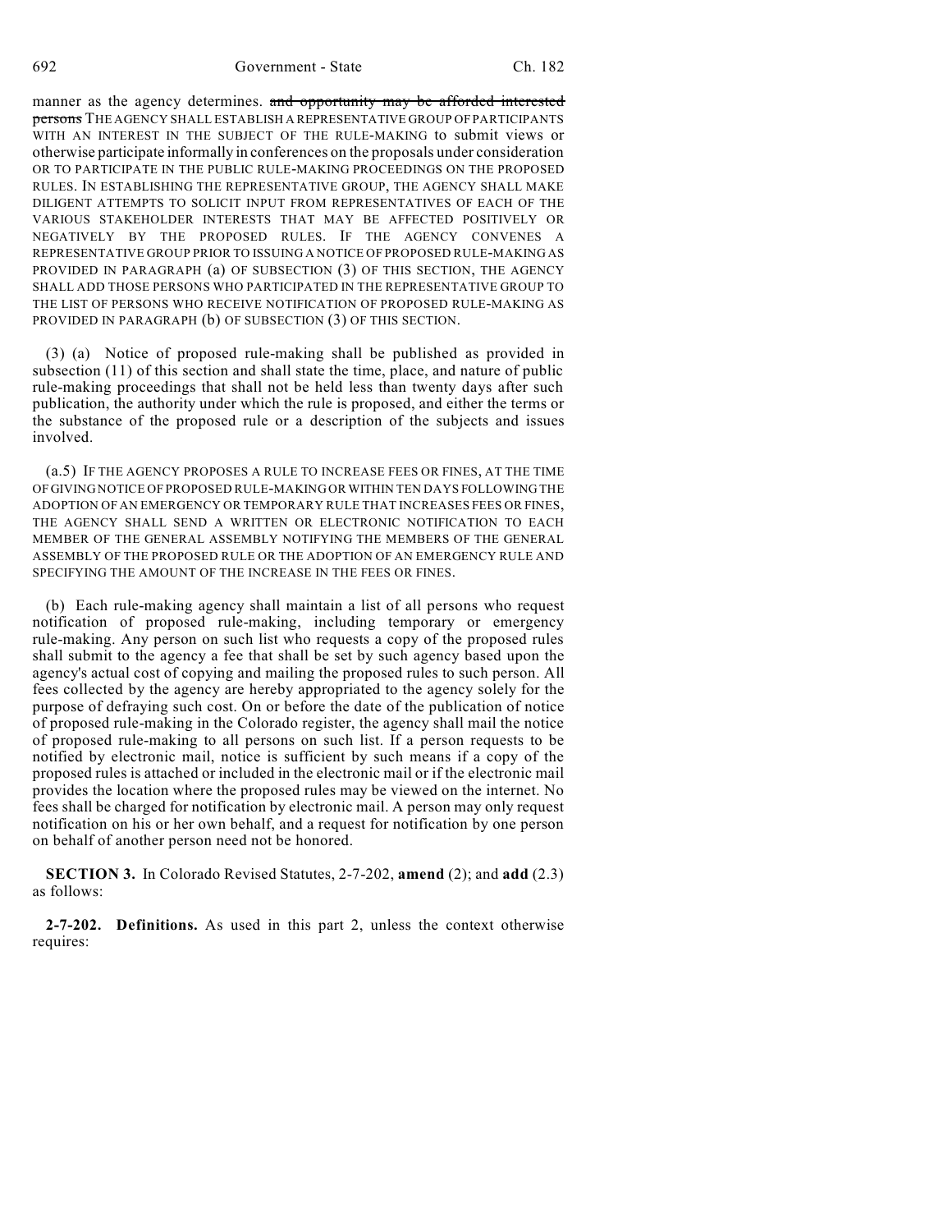manner as the agency determines. ~~and opportunity may be afforded interested persons~~ THE AGENCY SHALL ESTABLISH A REPRESENTATIVE GROUP OF PARTICIPANTS WITH AN INTEREST IN THE SUBJECT OF THE RULE-MAKING to submit views or otherwise participate informally in conferences on the proposals under consideration OR TO PARTICIPATE IN THE PUBLIC RULE-MAKING PROCEEDINGS ON THE PROPOSED RULES. IN ESTABLISHING THE REPRESENTATIVE GROUP, THE AGENCY SHALL MAKE DILIGENT ATTEMPTS TO SOLICIT INPUT FROM REPRESENTATIVES OF EACH OF THE VARIOUS STAKEHOLDER INTERESTS THAT MAY BE AFFECTED POSITIVELY OR NEGATIVELY BY THE PROPOSED RULES. IF THE AGENCY CONVENES A REPRESENTATIVE GROUP PRIOR TO ISSUING A NOTICE OF PROPOSED RULE-MAKING AS PROVIDED IN PARAGRAPH (a) OF SUBSECTION (3) OF THIS SECTION, THE AGENCY SHALL ADD THOSE PERSONS WHO PARTICIPATED IN THE REPRESENTATIVE GROUP TO THE LIST OF PERSONS WHO RECEIVE NOTIFICATION OF PROPOSED RULE-MAKING AS PROVIDED IN PARAGRAPH (b) OF SUBSECTION (3) OF THIS SECTION.

(3) (a) Notice of proposed rule-making shall be published as provided in subsection (11) of this section and shall state the time, place, and nature of public rule-making proceedings that shall not be held less than twenty days after such publication, the authority under which the rule is proposed, and either the terms or the substance of the proposed rule or a description of the subjects and issues involved.

(a.5) IF THE AGENCY PROPOSES A RULE TO INCREASE FEES OR FINES, AT THE TIME OF GIVING NOTICE OF PROPOSED RULE-MAKING OR WITHIN TEN DAYS FOLLOWING THE ADOPTION OF AN EMERGENCY OR TEMPORARY RULE THAT INCREASES FEES OR FINES, THE AGENCY SHALL SEND A WRITTEN OR ELECTRONIC NOTIFICATION TO EACH MEMBER OF THE GENERAL ASSEMBLY NOTIFYING THE MEMBERS OF THE GENERAL ASSEMBLY OF THE PROPOSED RULE OR THE ADOPTION OF AN EMERGENCY RULE AND SPECIFYING THE AMOUNT OF THE INCREASE IN THE FEES OR FINES.

(b) Each rule-making agency shall maintain a list of all persons who request notification of proposed rule-making, including temporary or emergency rule-making. Any person on such list who requests a copy of the proposed rules shall submit to the agency a fee that shall be set by such agency based upon the agency's actual cost of copying and mailing the proposed rules to such person. All fees collected by the agency are hereby appropriated to the agency solely for the purpose of defraying such cost. On or before the date of the publication of notice of proposed rule-making in the Colorado register, the agency shall mail the notice of proposed rule-making to all persons on such list. If a person requests to be notified by electronic mail, notice is sufficient by such means if a copy of the proposed rules is attached or included in the electronic mail or if the electronic mail provides the location where the proposed rules may be viewed on the internet. No fees shall be charged for notification by electronic mail. A person may only request notification on his or her own behalf, and a request for notification by one person on behalf of another person need not be honored.

**SECTION 3.** In Colorado Revised Statutes, 2-7-202, **amend** (2); and **add** (2.3) as follows:

**2-7-202. Definitions.** As used in this part 2, unless the context otherwise requires: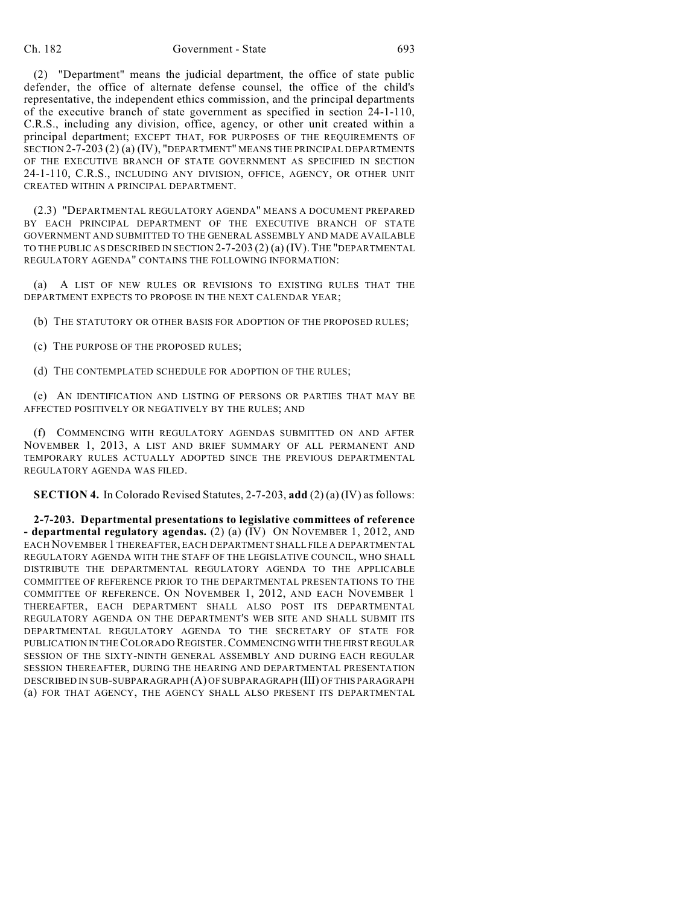(2) "Department" means the judicial department, the office of state public defender, the office of alternate defense counsel, the office of the child's representative, the independent ethics commission, and the principal departments of the executive branch of state government as specified in section 24-1-110, C.R.S., including any division, office, agency, or other unit created within a principal department; EXCEPT THAT, FOR PURPOSES OF THE REQUIREMENTS OF SECTION 2-7-203 (2) (a) (IV), "DEPARTMENT" MEANS THE PRINCIPAL DEPARTMENTS OF THE EXECUTIVE BRANCH OF STATE GOVERNMENT AS SPECIFIED IN SECTION 24-1-110, C.R.S., INCLUDING ANY DIVISION, OFFICE, AGENCY, OR OTHER UNIT CREATED WITHIN A PRINCIPAL DEPARTMENT.

(2.3) "DEPARTMENTAL REGULATORY AGENDA" MEANS A DOCUMENT PREPARED BY EACH PRINCIPAL DEPARTMENT OF THE EXECUTIVE BRANCH OF STATE GOVERNMENT AND SUBMITTED TO THE GENERAL ASSEMBLY AND MADE AVAILABLE TO THE PUBLIC AS DESCRIBED IN SECTION 2-7-203 (2) (a) (IV). THE "DEPARTMENTAL REGULATORY AGENDA" CONTAINS THE FOLLOWING INFORMATION:

(a) A LIST OF NEW RULES OR REVISIONS TO EXISTING RULES THAT THE DEPARTMENT EXPECTS TO PROPOSE IN THE NEXT CALENDAR YEAR;

(b) THE STATUTORY OR OTHER BASIS FOR ADOPTION OF THE PROPOSED RULES;

(c) THE PURPOSE OF THE PROPOSED RULES;

(d) THE CONTEMPLATED SCHEDULE FOR ADOPTION OF THE RULES;

(e) AN IDENTIFICATION AND LISTING OF PERSONS OR PARTIES THAT MAY BE AFFECTED POSITIVELY OR NEGATIVELY BY THE RULES; AND

(f) COMMENCING WITH REGULATORY AGENDAS SUBMITTED ON AND AFTER NOVEMBER 1, 2013, A LIST AND BRIEF SUMMARY OF ALL PERMANENT AND TEMPORARY RULES ACTUALLY ADOPTED SINCE THE PREVIOUS DEPARTMENTAL REGULATORY AGENDA WAS FILED.

**SECTION 4.** In Colorado Revised Statutes, 2-7-203, **add** (2) (a) (IV) as follows:

**2-7-203. Departmental presentations to legislative committees of reference - departmental regulatory agendas.** (2) (a) (IV) ON NOVEMBER 1, 2012, AND EACH NOVEMBER 1 THEREAFTER, EACH DEPARTMENT SHALL FILE A DEPARTMENTAL REGULATORY AGENDA WITH THE STAFF OF THE LEGISLATIVE COUNCIL, WHO SHALL DISTRIBUTE THE DEPARTMENTAL REGULATORY AGENDA TO THE APPLICABLE COMMITTEE OF REFERENCE PRIOR TO THE DEPARTMENTAL PRESENTATIONS TO THE COMMITTEE OF REFERENCE. ON NOVEMBER 1, 2012, AND EACH NOVEMBER 1 THEREAFTER, EACH DEPARTMENT SHALL ALSO POST ITS DEPARTMENTAL REGULATORY AGENDA ON THE DEPARTMENT'S WEB SITE AND SHALL SUBMIT ITS DEPARTMENTAL REGULATORY AGENDA TO THE SECRETARY OF STATE FOR PUBLICATION IN THE COLORADO REGISTER. COMMENCING WITH THE FIRST REGULAR SESSION OF THE SIXTY-NINTH GENERAL ASSEMBLY AND DURING EACH REGULAR SESSION THEREAFTER, DURING THE HEARING AND DEPARTMENTAL PRESENTATION DESCRIBED IN SUB-SUBPARAGRAPH (A) OF SUBPARAGRAPH (III) OF THIS PARAGRAPH (a) FOR THAT AGENCY, THE AGENCY SHALL ALSO PRESENT ITS DEPARTMENTAL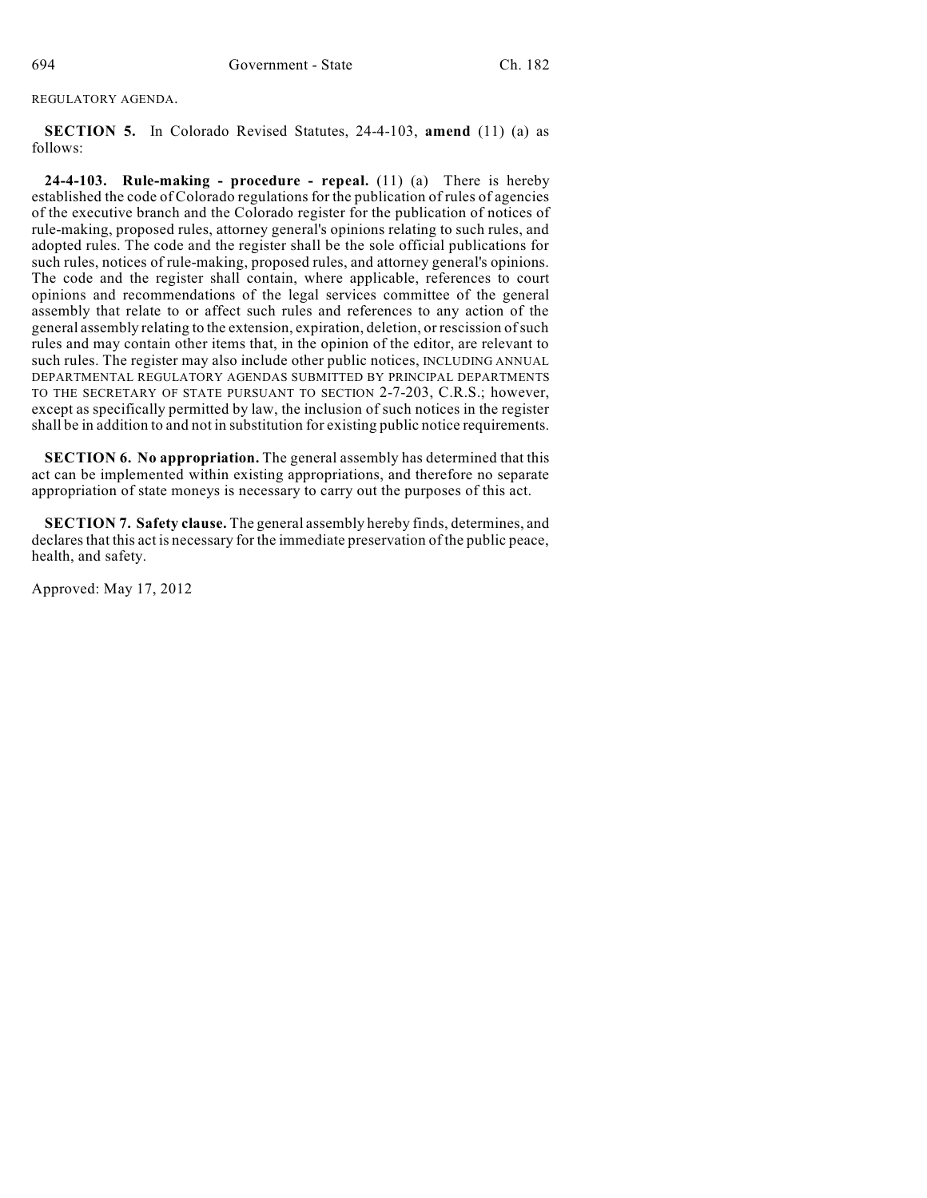REGULATORY AGENDA.

**SECTION 5.** In Colorado Revised Statutes, 24-4-103, **amend** (11) (a) as follows:

**24-4-103. Rule-making - procedure - repeal.** (11) (a) There is hereby established the code of Colorado regulations for the publication of rules of agencies of the executive branch and the Colorado register for the publication of notices of rule-making, proposed rules, attorney general's opinions relating to such rules, and adopted rules. The code and the register shall be the sole official publications for such rules, notices of rule-making, proposed rules, and attorney general's opinions. The code and the register shall contain, where applicable, references to court opinions and recommendations of the legal services committee of the general assembly that relate to or affect such rules and references to any action of the general assembly relating to the extension, expiration, deletion, or rescission of such rules and may contain other items that, in the opinion of the editor, are relevant to such rules. The register may also include other public notices, INCLUDING ANNUAL DEPARTMENTAL REGULATORY AGENDAS SUBMITTED BY PRINCIPAL DEPARTMENTS TO THE SECRETARY OF STATE PURSUANT TO SECTION 2-7-203, C.R.S.; however, except as specifically permitted by law, the inclusion of such notices in the register shall be in addition to and not in substitution for existing public notice requirements.

**SECTION 6. No appropriation.** The general assembly has determined that this act can be implemented within existing appropriations, and therefore no separate appropriation of state moneys is necessary to carry out the purposes of this act.

**SECTION 7. Safety clause.** The general assembly hereby finds, determines, and declares that this act is necessary for the immediate preservation of the public peace, health, and safety.

Approved: May 17, 2012